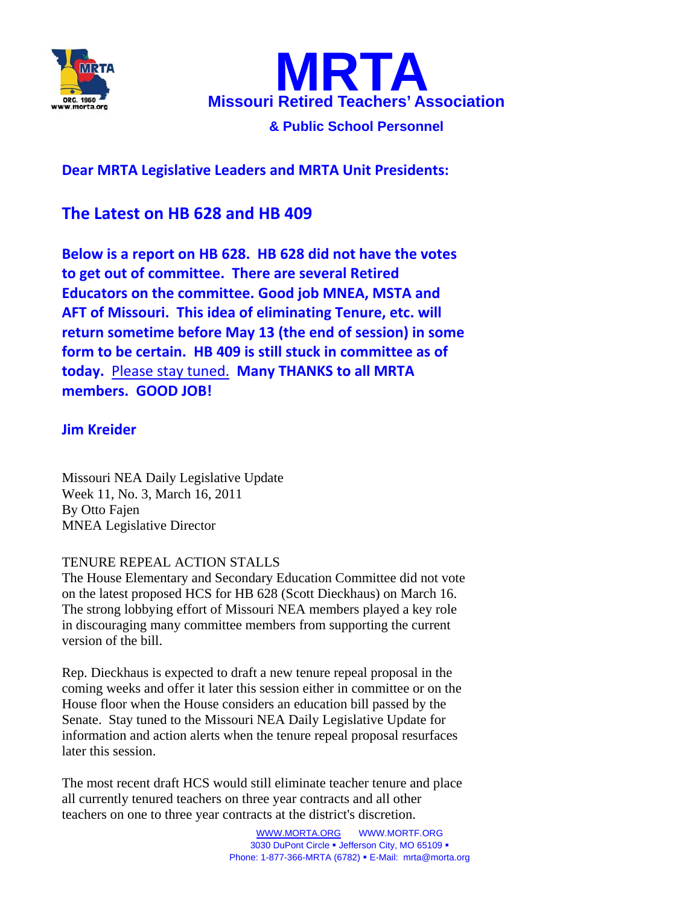# MRTA

## Missouri Retired Teachers' Association

### & Public School Personnel

**Dear MRTA Legislative Leaders and MRTA Unit Presidents:**

## The Latest on HB 628 and HB 409

**Below is a report on HB 628. HB 628 did not have the votes to get out of committee. There are several Retired Educators on the committee. Good job MNEA, MSTA and AFT of Missouri. This idea of eliminating Tenure, etc. will return sometime before May 13 (the end of session) in some form to be certain. HB 409 is still stuck in committee as of today.** Please stay tuned. **Many THANKS to all MRTA members. GOOD JOB!**

**Jim Kreider**

Missouri NEA Daily Legislative Update
Week 11, No. 3, March 16, 2011
By Otto Fajen
MNEA Legislative Director

TENURE REPEAL ACTION STALLS
The House Elementary and Secondary Education Committee did not vote on the latest proposed HCS for HB 628 (Scott Dieckhaus) on March 16. The strong lobbying effort of Missouri NEA members played a key role in discouraging many committee members from supporting the current version of the bill.

Rep. Dieckhaus is expected to draft a new tenure repeal proposal in the coming weeks and offer it later this session either in committee or on the House floor when the House considers an education bill passed by the Senate. Stay tuned to the Missouri NEA Daily Legislative Update for information and action alerts when the tenure repeal proposal resurfaces later this session.

The most recent draft HCS would still eliminate teacher tenure and place all currently tenured teachers on three year contracts and all other teachers on one to three year contracts at the district's discretion.

WWW.MORTA.ORG WWW.MORTF.ORG
3030 DuPont Circle ▪ Jefferson City, MO 65109 ▪
Phone: 1-877-366-MRTA (6782) ▪ E-Mail: mrta@morta.org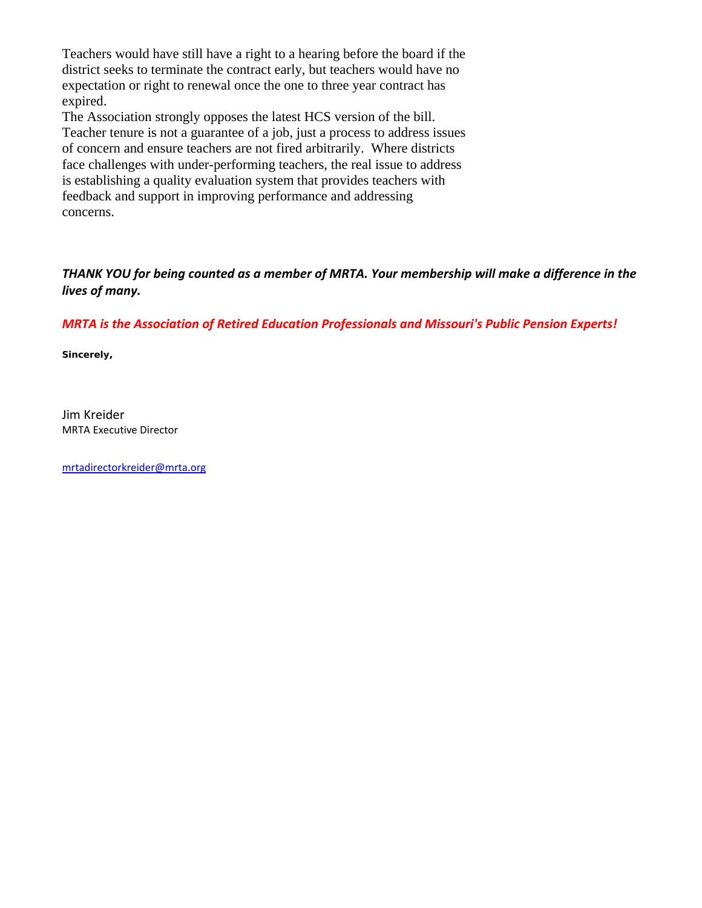Teachers would have still have a right to a hearing before the board if the district seeks to terminate the contract early, but teachers would have no expectation or right to renewal once the one to three year contract has expired.

The Association strongly opposes the latest HCS version of the bill. Teacher tenure is not a guarantee of a job, just a process to address issues of concern and ensure teachers are not fired arbitrarily. Where districts face challenges with under-performing teachers, the real issue to address is establishing a quality evaluation system that provides teachers with feedback and support in improving performance and addressing concerns.

***THANK YOU for being counted as a member of MRTA. Your membership will make a difference in the lives of many.***

***MRTA is the Association of Retired Education Professionals and Missouri's Public Pension Experts!***

**Sincerely,**

Jim Kreider
MRTA Executive Director

mrtadirectorkreider@mrta.org